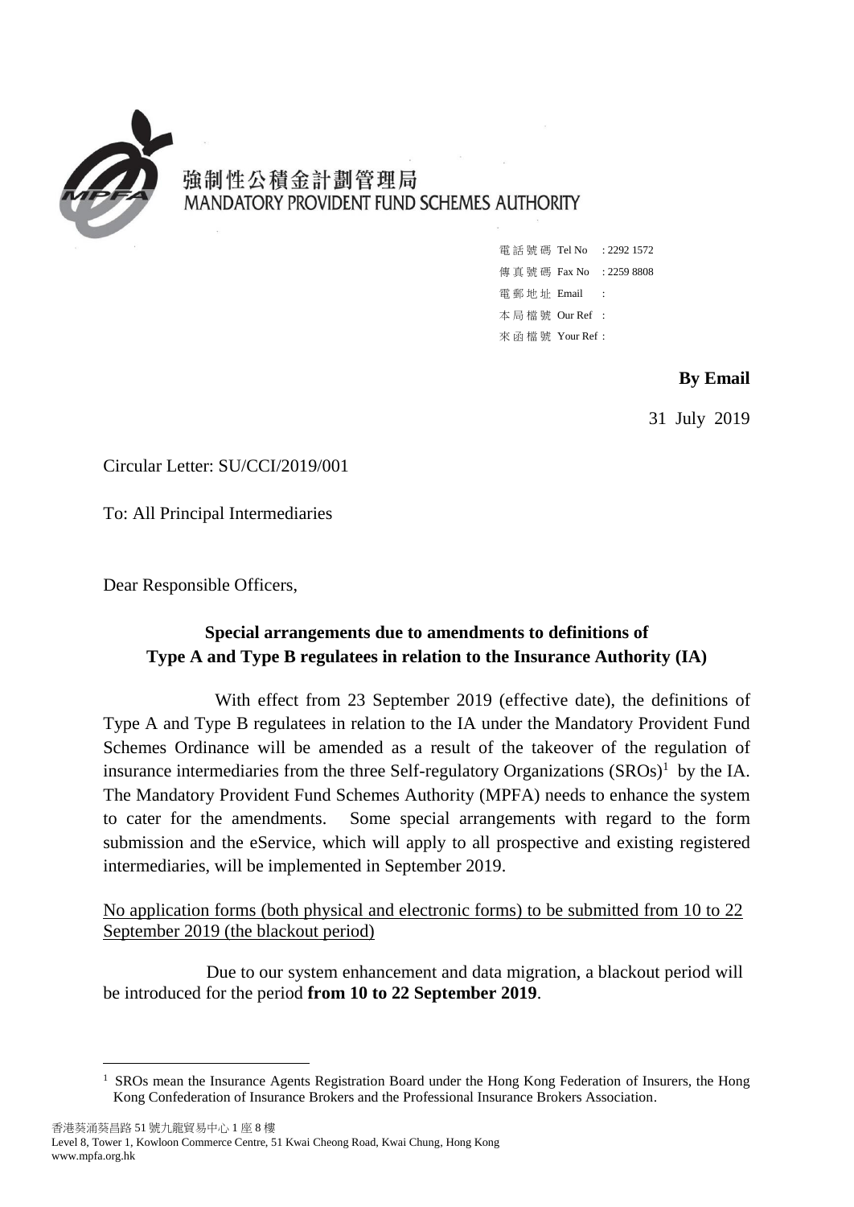強制性公積金計劃管理局
MANDATORY PROVIDENT FUND SCHEMES AUTHORITY

電話號碼 Tel No : 2292 1572
傳真號碼 Fax No : 2259 8808
電郵地址 Email :
本局檔號 Our Ref :
來函檔號 Your Ref :

**By Email**

31 July 2019

Circular Letter: SU/CCI/2019/001

To: All Principal Intermediaries

Dear Responsible Officers,

**Special arrangements due to amendments to definitions of Type A and Type B regulatees in relation to the Insurance Authority (IA)**

With effect from 23 September 2019 (effective date), the definitions of Type A and Type B regulatees in relation to the IA under the Mandatory Provident Fund Schemes Ordinance will be amended as a result of the takeover of the regulation of insurance intermediaries from the three Self-regulatory Organizations (SROs)[1] by the IA. The Mandatory Provident Fund Schemes Authority (MPFA) needs to enhance the system to cater for the amendments. Some special arrangements with regard to the form submission and the eService, which will apply to all prospective and existing registered intermediaries, will be implemented in September 2019.

<u>No application forms (both physical and electronic forms) to be submitted from 10 to 22 September 2019 (the blackout period)</u>

Due to our system enhancement and data migration, a blackout period will be introduced for the period **from 10 to 22 September 2019**.

[1] SROs mean the Insurance Agents Registration Board under the Hong Kong Federation of Insurers, the Hong Kong Confederation of Insurance Brokers and the Professional Insurance Brokers Association.

香港葵涌葵昌路 51 號九龍貿易中心 1 座 8 樓
Level 8, Tower 1, Kowloon Commerce Centre, 51 Kwai Cheong Road, Kwai Chung, Hong Kong
www.mpfa.org.hk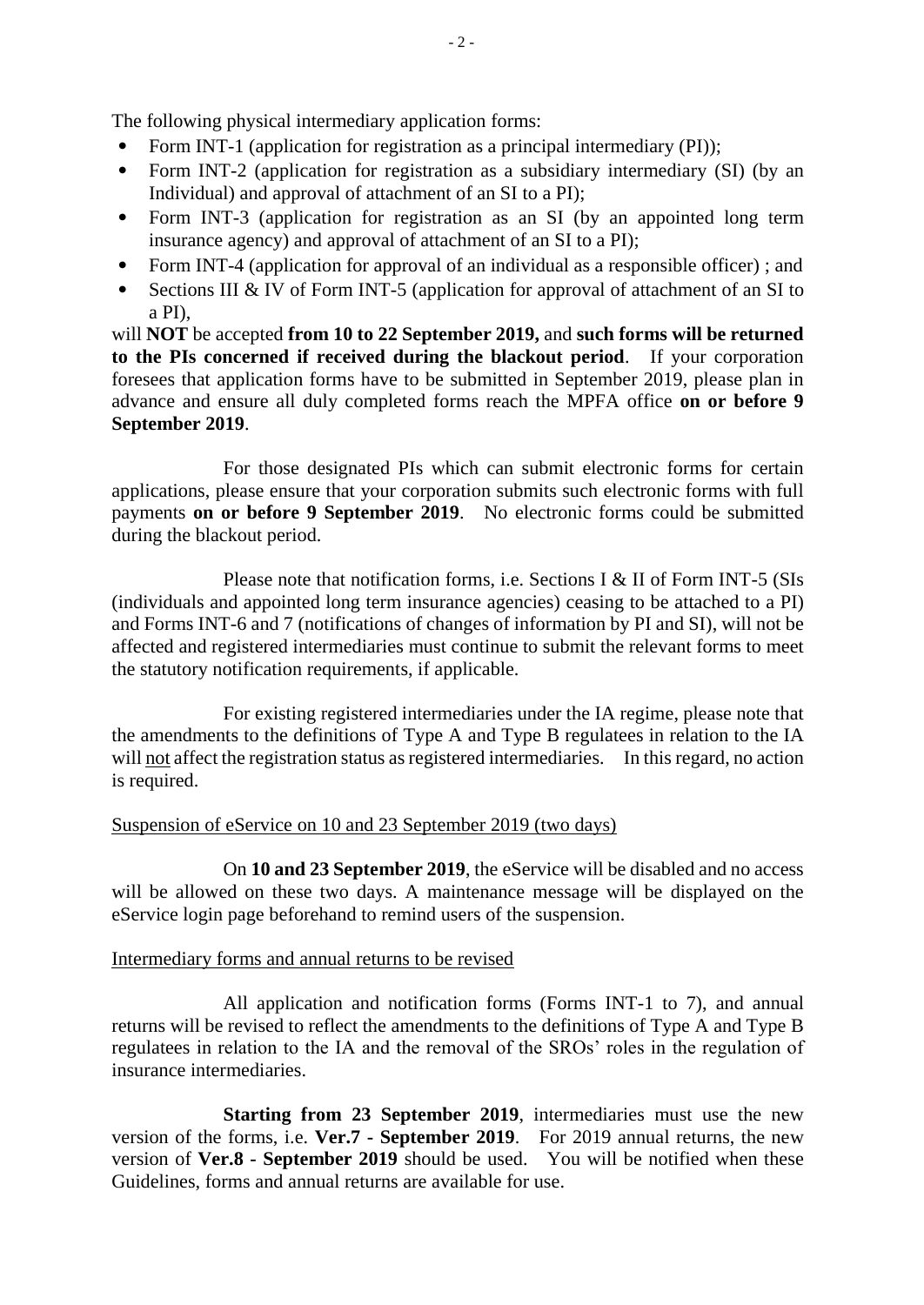The following physical intermediary application forms:

- Form INT-1 (application for registration as a principal intermediary (PI));
- Form INT-2 (application for registration as a subsidiary intermediary (SI) (by an Individual) and approval of attachment of an SI to a PI);
- Form INT-3 (application for registration as an SI (by an appointed long term insurance agency) and approval of attachment of an SI to a PI);
- Form INT-4 (application for approval of an individual as a responsible officer) ; and
- Sections III & IV of Form INT-5 (application for approval of attachment of an SI to a PI),

will **NOT** be accepted **from 10 to 22 September 2019,** and **such forms will be returned to the PIs concerned if received during the blackout period**. If your corporation foresees that application forms have to be submitted in September 2019, please plan in advance and ensure all duly completed forms reach the MPFA office **on or before 9 September 2019**.

For those designated PIs which can submit electronic forms for certain applications, please ensure that your corporation submits such electronic forms with full payments **on or before 9 September 2019**. No electronic forms could be submitted during the blackout period.

Please note that notification forms, i.e. Sections I & II of Form INT-5 (SIs (individuals and appointed long term insurance agencies) ceasing to be attached to a PI) and Forms INT-6 and 7 (notifications of changes of information by PI and SI), will not be affected and registered intermediaries must continue to submit the relevant forms to meet the statutory notification requirements, if applicable.

For existing registered intermediaries under the IA regime, please note that the amendments to the definitions of Type A and Type B regulatees in relation to the IA will not affect the registration status as registered intermediaries. In this regard, no action is required.

Suspension of eService on 10 and 23 September 2019 (two days)

On **10 and 23 September 2019**, the eService will be disabled and no access will be allowed on these two days. A maintenance message will be displayed on the eService login page beforehand to remind users of the suspension.

Intermediary forms and annual returns to be revised

All application and notification forms (Forms INT-1 to 7), and annual returns will be revised to reflect the amendments to the definitions of Type A and Type B regulatees in relation to the IA and the removal of the SROs' roles in the regulation of insurance intermediaries.

**Starting from 23 September 2019**, intermediaries must use the new version of the forms, i.e. **Ver.7 - September 2019**. For 2019 annual returns, the new version of **Ver.8 - September 2019** should be used. You will be notified when these Guidelines, forms and annual returns are available for use.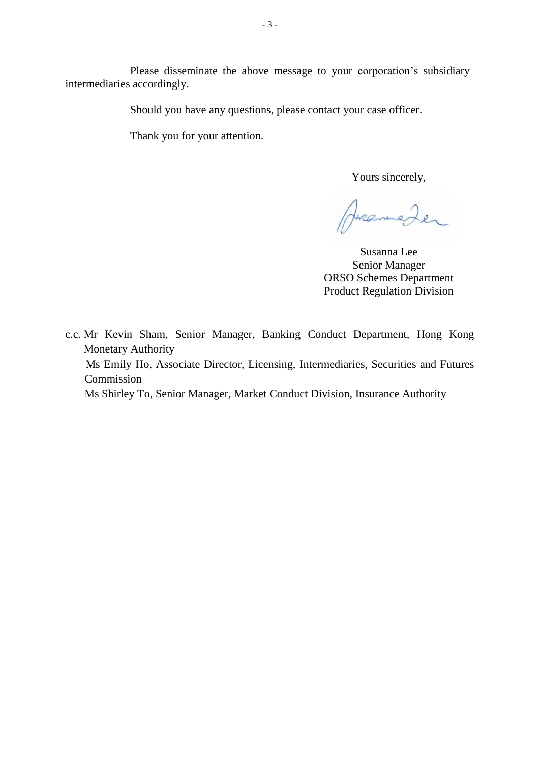Please disseminate the above message to your corporation's subsidiary intermediaries accordingly.

Should you have any questions, please contact your case officer.

Thank you for your attention.

Yours sincerely,

Susanna Lee
Senior Manager
ORSO Schemes Department
Product Regulation Division

c.c. Mr Kevin Sham, Senior Manager, Banking Conduct Department, Hong Kong Monetary Authority
Ms Emily Ho, Associate Director, Licensing, Intermediaries, Securities and Futures Commission
Ms Shirley To, Senior Manager, Market Conduct Division, Insurance Authority